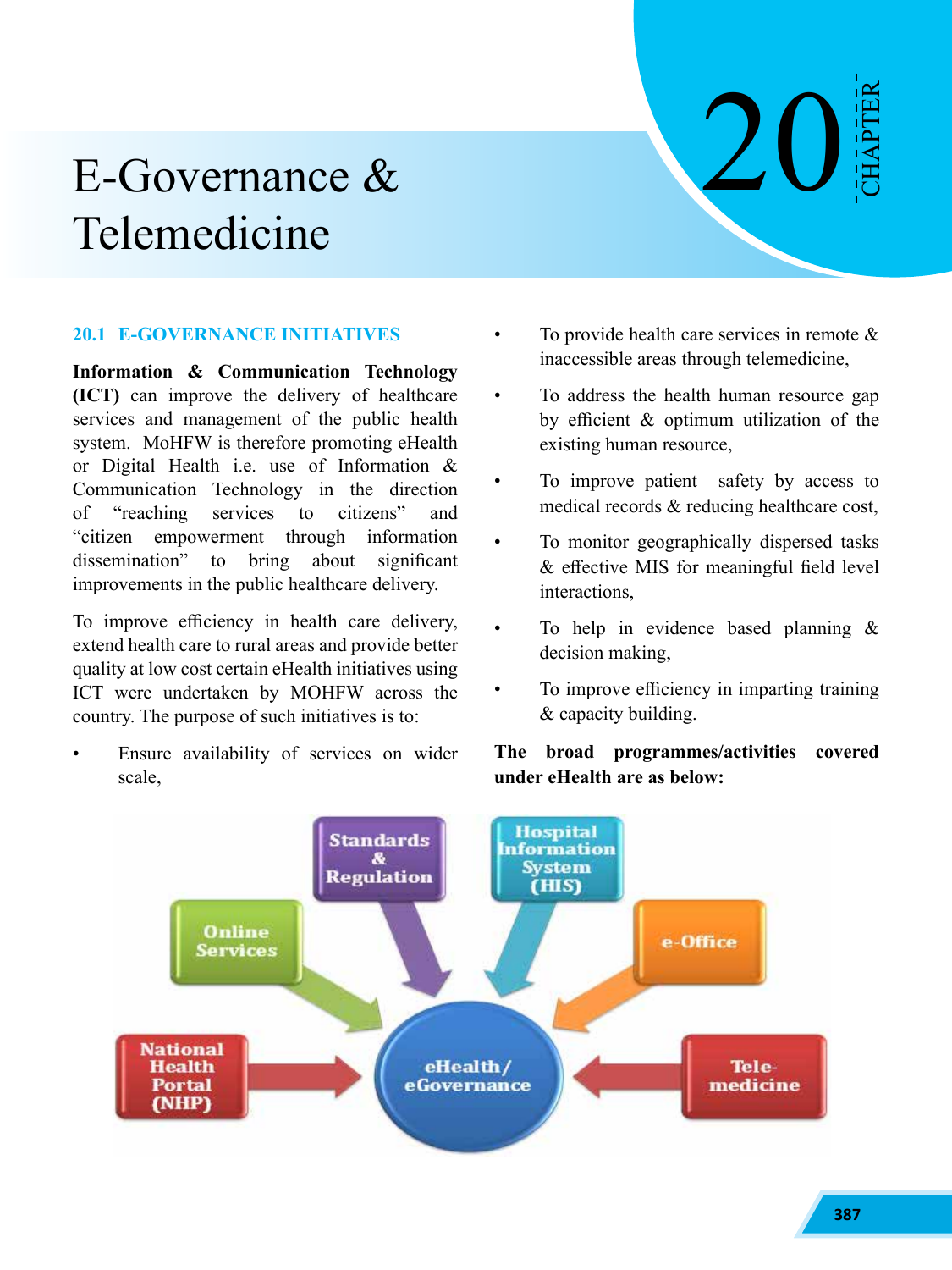# E-Governance & Telemedicine

CHAPTER 20

## 20.1 E-GOVERNANCE INITIATIVES

**Information & Communication Technology (ICT)** can improve the delivery of healthcare services and management of the public health system. MoHFW is therefore promoting eHealth or Digital Health i.e. use of Information & Communication Technology in the direction of "reaching services to citizens" and "citizen empowerment through information dissemination" to bring about significant improvements in the public healthcare delivery.

To improve efficiency in health care delivery, extend health care to rural areas and provide better quality at low cost certain eHealth initiatives using ICT were undertaken by MOHFW across the country. The purpose of such initiatives is to:

- Ensure availability of services on wider scale,
- To provide health care services in remote & inaccessible areas through telemedicine,
- To address the health human resource gap by efficient & optimum utilization of the existing human resource,
- To improve patient safety by access to medical records & reducing healthcare cost,
- To monitor geographically dispersed tasks & effective MIS for meaningful field level interactions,
- To help in evidence based planning & decision making,
- To improve efficiency in imparting training & capacity building.

**The broad programmes/activities covered under eHealth are as below:**

Standards & Regulation

Hospital Information System (HIS)

Online Services

e-Office

National Health Portal (NHP)

eHealth/ eGovernance

Tele-medicine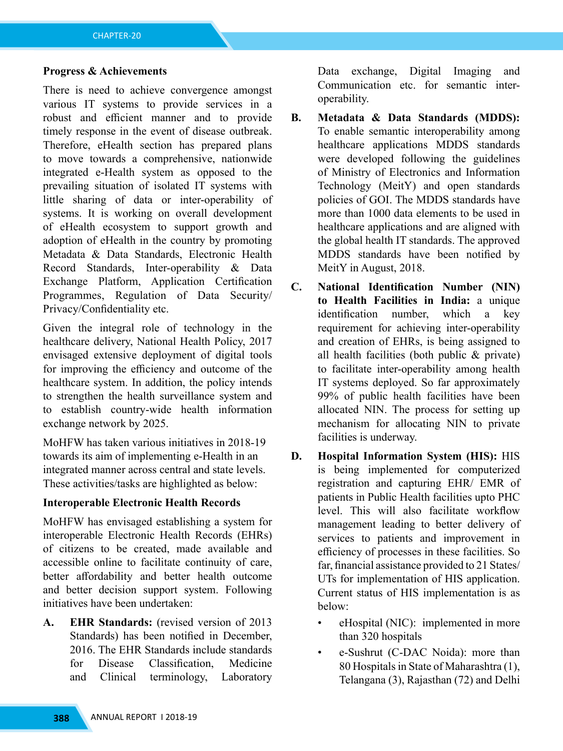**Progress & Achievements**

There is need to achieve convergence amongst various IT systems to provide services in a robust and efficient manner and to provide timely response in the event of disease outbreak. Therefore, eHealth section has prepared plans to move towards a comprehensive, nationwide integrated e-Health system as opposed to the prevailing situation of isolated IT systems with little sharing of data or inter-operability of systems. It is working on overall development of eHealth ecosystem to support growth and adoption of eHealth in the country by promoting Metadata & Data Standards, Electronic Health Record Standards, Inter-operability & Data Exchange Platform, Application Certification Programmes, Regulation of Data Security/ Privacy/Confidentiality etc.

Given the integral role of technology in the healthcare delivery, National Health Policy, 2017 envisaged extensive deployment of digital tools for improving the efficiency and outcome of the healthcare system. In addition, the policy intends to strengthen the health surveillance system and to establish country-wide health information exchange network by 2025.

MoHFW has taken various initiatives in 2018-19 towards its aim of implementing e-Health in an integrated manner across central and state levels. These activities/tasks are highlighted as below:

**Interoperable Electronic Health Records**

MoHFW has envisaged establishing a system for interoperable Electronic Health Records (EHRs) of citizens to be created, made available and accessible online to facilitate continuity of care, better affordability and better health outcome and better decision support system. Following initiatives have been undertaken:

A. **EHR Standards:** (revised version of 2013 Standards) has been notified in December, 2016. The EHR Standards include standards for Disease Classification, Medicine and Clinical terminology, Laboratory Data exchange, Digital Imaging and Communication etc. for semantic inter-operability.

B. **Metadata & Data Standards (MDDS):** To enable semantic interoperability among healthcare applications MDDS standards were developed following the guidelines of Ministry of Electronics and Information Technology (MeitY) and open standards policies of GOI. The MDDS standards have more than 1000 data elements to be used in healthcare applications and are aligned with the global health IT standards. The approved MDDS standards have been notified by MeitY in August, 2018.

C. **National Identification Number (NIN) to Health Facilities in India:** a unique identification number, which a key requirement for achieving inter-operability and creation of EHRs, is being assigned to all health facilities (both public & private) to facilitate inter-operability among health IT systems deployed. So far approximately 99% of public health facilities have been allocated NIN. The process for setting up mechanism for allocating NIN to private facilities is underway.

D. **Hospital Information System (HIS):** HIS is being implemented for computerized registration and capturing EHR/ EMR of patients in Public Health facilities upto PHC level. This will also facilitate workflow management leading to better delivery of services to patients and improvement in efficiency of processes in these facilities. So far, financial assistance provided to 21 States/ UTs for implementation of HIS application. Current status of HIS implementation is as below:

- eHospital (NIC): implemented in more than 320 hospitals
- e-Sushrut (C-DAC Noida): more than 80 Hospitals in State of Maharashtra (1), Telangana (3), Rajasthan (72) and Delhi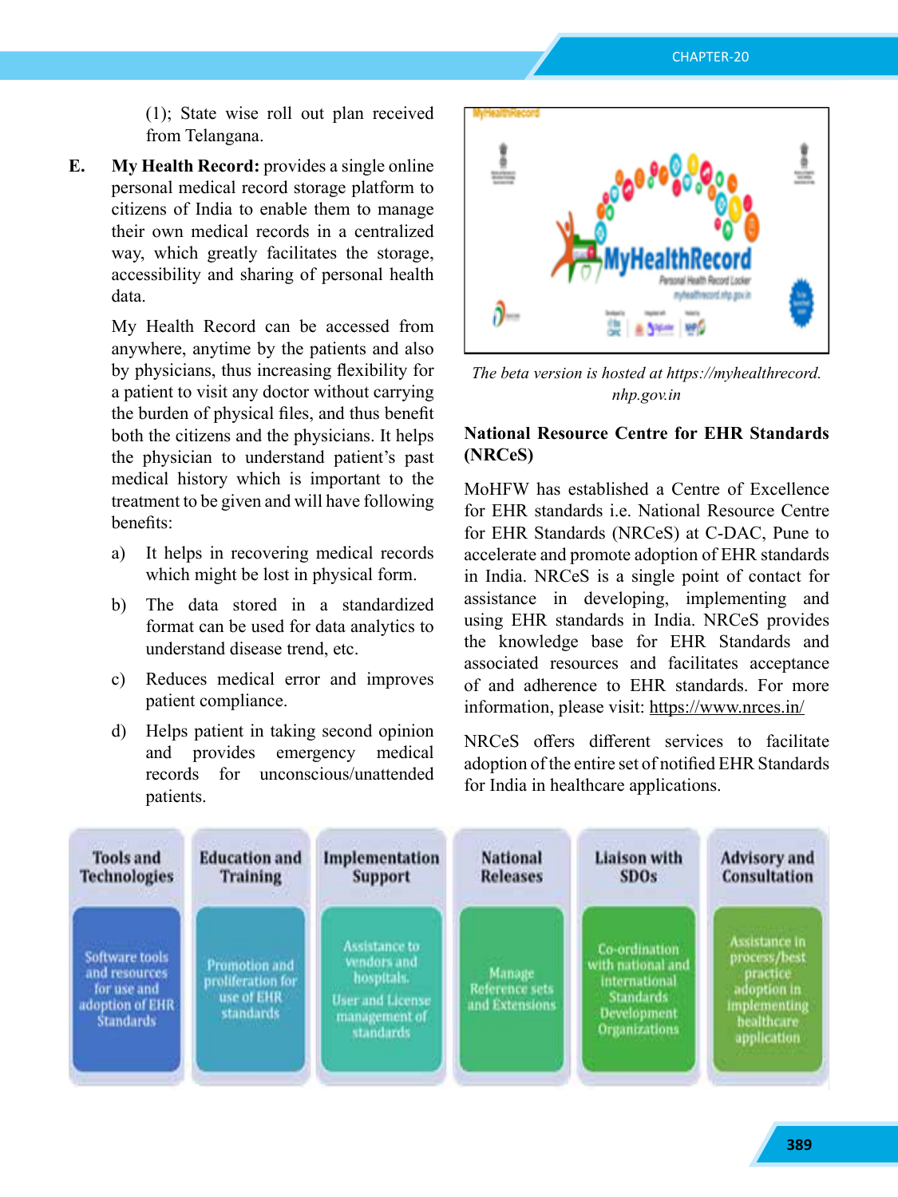(1); State wise roll out plan received from Telangana.

**E. My Health Record:** provides a single online personal medical record storage platform to citizens of India to enable them to manage their own medical records in a centralized way, which greatly facilitates the storage, accessibility and sharing of personal health data.

My Health Record can be accessed from anywhere, anytime by the patients and also by physicians, thus increasing flexibility for a patient to visit any doctor without carrying the burden of physical files, and thus benefit both the citizens and the physicians. It helps the physician to understand patient's past medical history which is important to the treatment to be given and will have following benefits:

a) It helps in recovering medical records which might be lost in physical form.

b) The data stored in a standardized format can be used for data analytics to understand disease trend, etc.

c) Reduces medical error and improves patient compliance.

d) Helps patient in taking second opinion and provides emergency medical records for unconscious/unattended patients.

*The beta version is hosted at https://myhealthrecord.nhp.gov.in*

**National Resource Centre for EHR Standards (NRCeS)**

MoHFW has established a Centre of Excellence for EHR standards i.e. National Resource Centre for EHR Standards (NRCeS) at C-DAC, Pune to accelerate and promote adoption of EHR standards in India. NRCeS is a single point of contact for assistance in developing, implementing and using EHR standards in India. NRCeS provides the knowledge base for EHR Standards and associated resources and facilitates acceptance of and adherence to EHR standards. For more information, please visit: https://www.nrces.in/

NRCeS offers different services to facilitate adoption of the entire set of notified EHR Standards for India in healthcare applications.

| Tools and Technologies | Education and Training | Implementation Support | National Releases | Liaison with SDOs | Advisory and Consultation |
|---|---|---|---|---|---|
| Software tools and resources for use and adoption of EHR Standards | Promotion and proliferation for use of EHR standards | Assistance to vendors and hospitals. User and License management of standards | Manage Reference sets and Extensions | Co-ordination with national and international Standards Development Organizations | Assistance in process/best practice adoption in implementing healthcare application |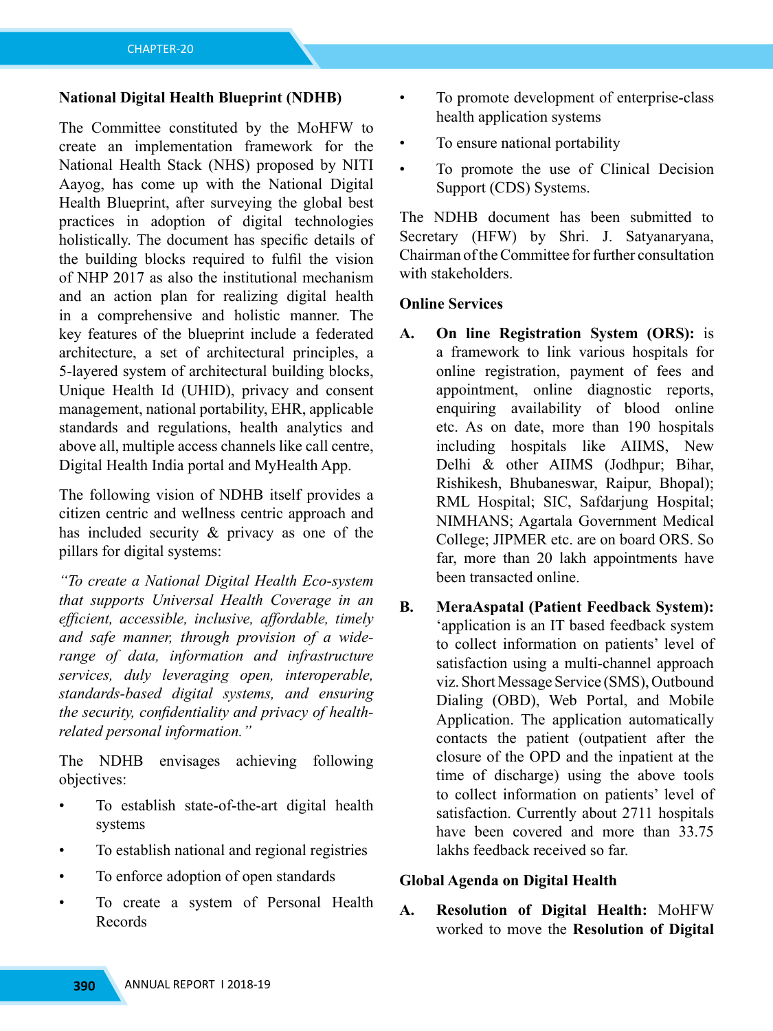**National Digital Health Blueprint (NDHB)**

The Committee constituted by the MoHFW to create an implementation framework for the National Health Stack (NHS) proposed by NITI Aayog, has come up with the National Digital Health Blueprint, after surveying the global best practices in adoption of digital technologies holistically. The document has specific details of the building blocks required to fulfil the vision of NHP 2017 as also the institutional mechanism and an action plan for realizing digital health in a comprehensive and holistic manner. The key features of the blueprint include a federated architecture, a set of architectural principles, a 5-layered system of architectural building blocks, Unique Health Id (UHID), privacy and consent management, national portability, EHR, applicable standards and regulations, health analytics and above all, multiple access channels like call centre, Digital Health India portal and MyHealth App.

The following vision of NDHB itself provides a citizen centric and wellness centric approach and has included security & privacy as one of the pillars for digital systems:

*"To create a National Digital Health Eco-system that supports Universal Health Coverage in an efficient, accessible, inclusive, affordable, timely and safe manner, through provision of a wide-range of data, information and infrastructure services, duly leveraging open, interoperable, standards-based digital systems, and ensuring the security, confidentiality and privacy of health-related personal information."*

The NDHB envisages achieving following objectives:

- To establish state-of-the-art digital health systems
- To establish national and regional registries
- To enforce adoption of open standards
- To create a system of Personal Health Records
- To promote development of enterprise-class health application systems
- To ensure national portability
- To promote the use of Clinical Decision Support (CDS) Systems.

The NDHB document has been submitted to Secretary (HFW) by Shri. J. Satyanaryana, Chairman of the Committee for further consultation with stakeholders.

**Online Services**

**A. On line Registration System (ORS):** is a framework to link various hospitals for online registration, payment of fees and appointment, online diagnostic reports, enquiring availability of blood online etc. As on date, more than 190 hospitals including hospitals like AIIMS, New Delhi & other AIIMS (Jodhpur; Bihar, Rishikesh, Bhubaneswar, Raipur, Bhopal); RML Hospital; SIC, Safdarjung Hospital; NIMHANS; Agartala Government Medical College; JIPMER etc. are on board ORS. So far, more than 20 lakh appointments have been transacted online.

**B. MeraAspatal (Patient Feedback System):** 'application is an IT based feedback system to collect information on patients' level of satisfaction using a multi-channel approach viz. Short Message Service (SMS), Outbound Dialing (OBD), Web Portal, and Mobile Application. The application automatically contacts the patient (outpatient after the closure of the OPD and the inpatient at the time of discharge) using the above tools to collect information on patients' level of satisfaction. Currently about 2711 hospitals have been covered and more than 33.75 lakhs feedback received so far.

**Global Agenda on Digital Health**

**A. Resolution of Digital Health:** MoHFW worked to move the **Resolution of Digital**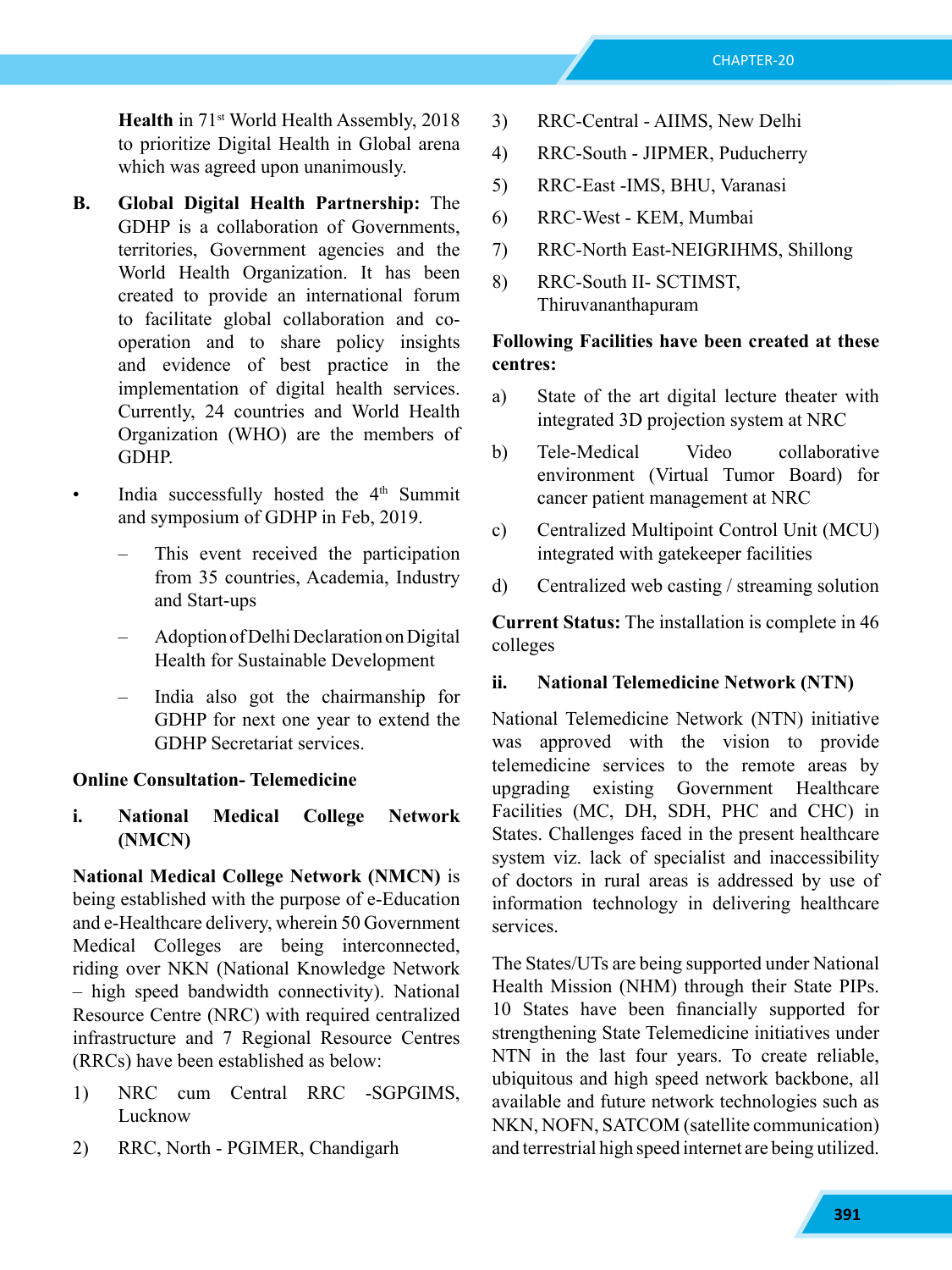**Health** in 71st World Health Assembly, 2018 to prioritize Digital Health in Global arena which was agreed upon unanimously.

**B. Global Digital Health Partnership:** The GDHP is a collaboration of Governments, territories, Government agencies and the World Health Organization. It has been created to provide an international forum to facilitate global collaboration and co-operation and to share policy insights and evidence of best practice in the implementation of digital health services. Currently, 24 countries and World Health Organization (WHO) are the members of GDHP.

- India successfully hosted the 4th Summit and symposium of GDHP in Feb, 2019.
  - This event received the participation from 35 countries, Academia, Industry and Start-ups
  - Adoption of Delhi Declaration on Digital Health for Sustainable Development
  - India also got the chairmanship for GDHP for next one year to extend the GDHP Secretariat services.

**Online Consultation- Telemedicine**

**i. National Medical College Network (NMCN)**

**National Medical College Network (NMCN)** is being established with the purpose of e-Education and e-Healthcare delivery, wherein 50 Government Medical Colleges are being interconnected, riding over NKN (National Knowledge Network – high speed bandwidth connectivity). National Resource Centre (NRC) with required centralized infrastructure and 7 Regional Resource Centres (RRCs) have been established as below:

1) NRC cum Central RRC -SGPGIMS, Lucknow
2) RRC, North - PGIMER, Chandigarh
3) RRC-Central - AIIMS, New Delhi
4) RRC-South - JIPMER, Puducherry
5) RRC-East -IMS, BHU, Varanasi
6) RRC-West - KEM, Mumbai
7) RRC-North East-NEIGRIHMS, Shillong
8) RRC-South II- SCTIMST, Thiruvananthapuram

**Following Facilities have been created at these centres:**

a) State of the art digital lecture theater with integrated 3D projection system at NRC
b) Tele-Medical Video collaborative environment (Virtual Tumor Board) for cancer patient management at NRC
c) Centralized Multipoint Control Unit (MCU) integrated with gatekeeper facilities
d) Centralized web casting / streaming solution

**Current Status:** The installation is complete in 46 colleges

**ii. National Telemedicine Network (NTN)**

National Telemedicine Network (NTN) initiative was approved with the vision to provide telemedicine services to the remote areas by upgrading existing Government Healthcare Facilities (MC, DH, SDH, PHC and CHC) in States. Challenges faced in the present healthcare system viz. lack of specialist and inaccessibility of doctors in rural areas is addressed by use of information technology in delivering healthcare services.

The States/UTs are being supported under National Health Mission (NHM) through their State PIPs. 10 States have been financially supported for strengthening State Telemedicine initiatives under NTN in the last four years. To create reliable, ubiquitous and high speed network backbone, all available and future network technologies such as NKN, NOFN, SATCOM (satellite communication) and terrestrial high speed internet are being utilized.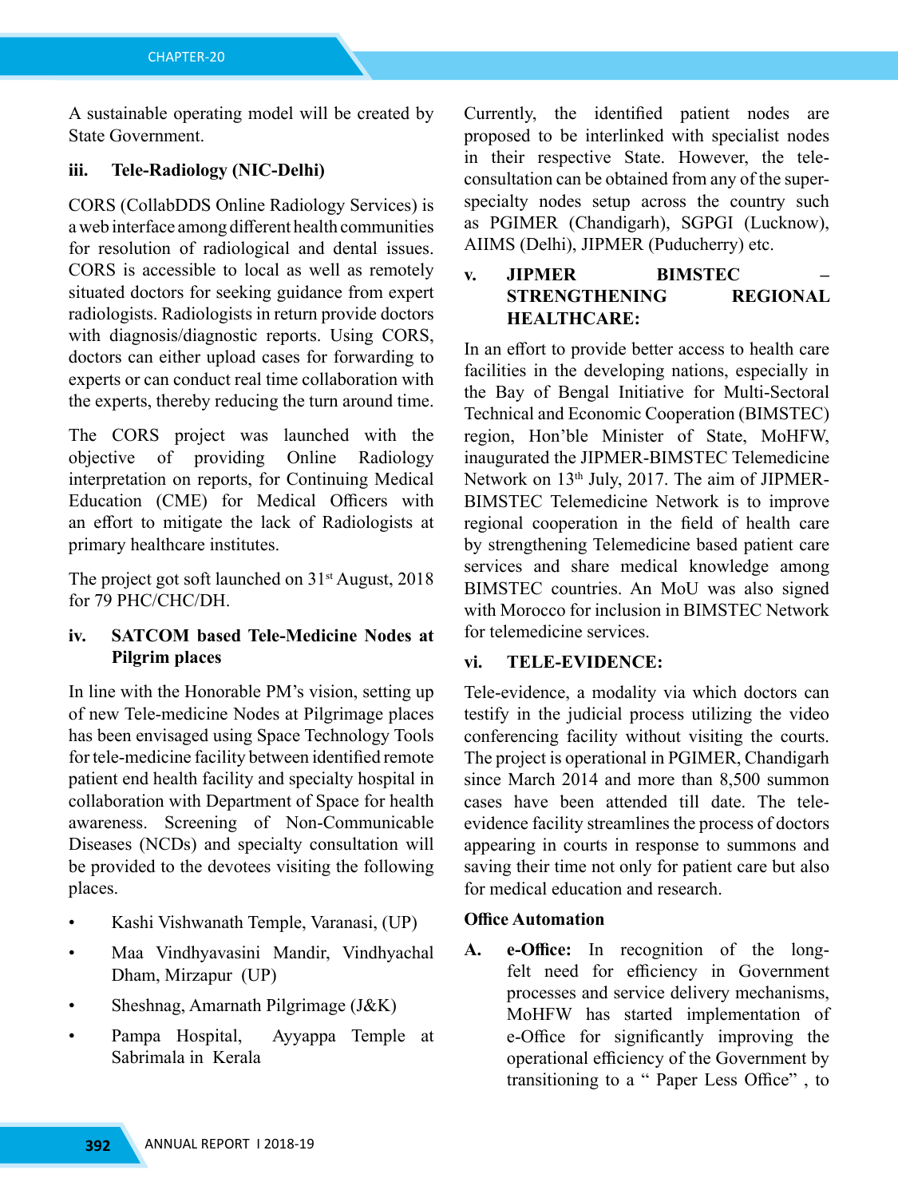A sustainable operating model will be created by State Government.

### iii. Tele-Radiology (NIC-Delhi)

CORS (CollabDDS Online Radiology Services) is a web interface among different health communities for resolution of radiological and dental issues. CORS is accessible to local as well as remotely situated doctors for seeking guidance from expert radiologists. Radiologists in return provide doctors with diagnosis/diagnostic reports. Using CORS, doctors can either upload cases for forwarding to experts or can conduct real time collaboration with the experts, thereby reducing the turn around time.

The CORS project was launched with the objective of providing Online Radiology interpretation on reports, for Continuing Medical Education (CME) for Medical Officers with an effort to mitigate the lack of Radiologists at primary healthcare institutes.

The project got soft launched on 31st August, 2018 for 79 PHC/CHC/DH.

### iv. SATCOM based Tele-Medicine Nodes at Pilgrim places

In line with the Honorable PM's vision, setting up of new Tele-medicine Nodes at Pilgrimage places has been envisaged using Space Technology Tools for tele-medicine facility between identified remote patient end health facility and specialty hospital in collaboration with Department of Space for health awareness. Screening of Non-Communicable Diseases (NCDs) and specialty consultation will be provided to the devotees visiting the following places.

- Kashi Vishwanath Temple, Varanasi, (UP)
- Maa Vindhyavasini Mandir, Vindhyachal Dham, Mirzapur (UP)
- Sheshnag, Amarnath Pilgrimage (J&K)
- Pampa Hospital, Ayyappa Temple at Sabrimala in Kerala

Currently, the identified patient nodes are proposed to be interlinked with specialist nodes in their respective State. However, the tele-consultation can be obtained from any of the super-specialty nodes setup across the country such as PGIMER (Chandigarh), SGPGI (Lucknow), AIIMS (Delhi), JIPMER (Puducherry) etc.

### v. JIPMER BIMSTEC – STRENGTHENING REGIONAL HEALTHCARE:

In an effort to provide better access to health care facilities in the developing nations, especially in the Bay of Bengal Initiative for Multi-Sectoral Technical and Economic Cooperation (BIMSTEC) region, Hon'ble Minister of State, MoHFW, inaugurated the JIPMER-BIMSTEC Telemedicine Network on 13th July, 2017. The aim of JIPMER-BIMSTEC Telemedicine Network is to improve regional cooperation in the field of health care by strengthening Telemedicine based patient care services and share medical knowledge among BIMSTEC countries. An MoU was also signed with Morocco for inclusion in BIMSTEC Network for telemedicine services.

### vi. TELE-EVIDENCE:

Tele-evidence, a modality via which doctors can testify in the judicial process utilizing the video conferencing facility without visiting the courts. The project is operational in PGIMER, Chandigarh since March 2014 and more than 8,500 summon cases have been attended till date. The tele-evidence facility streamlines the process of doctors appearing in courts in response to summons and saving their time not only for patient care but also for medical education and research.

### Office Automation

**A. e-Office:** In recognition of the long-felt need for efficiency in Government processes and service delivery mechanisms, MoHFW has started implementation of e-Office for significantly improving the operational efficiency of the Government by transitioning to a " Paper Less Office" , to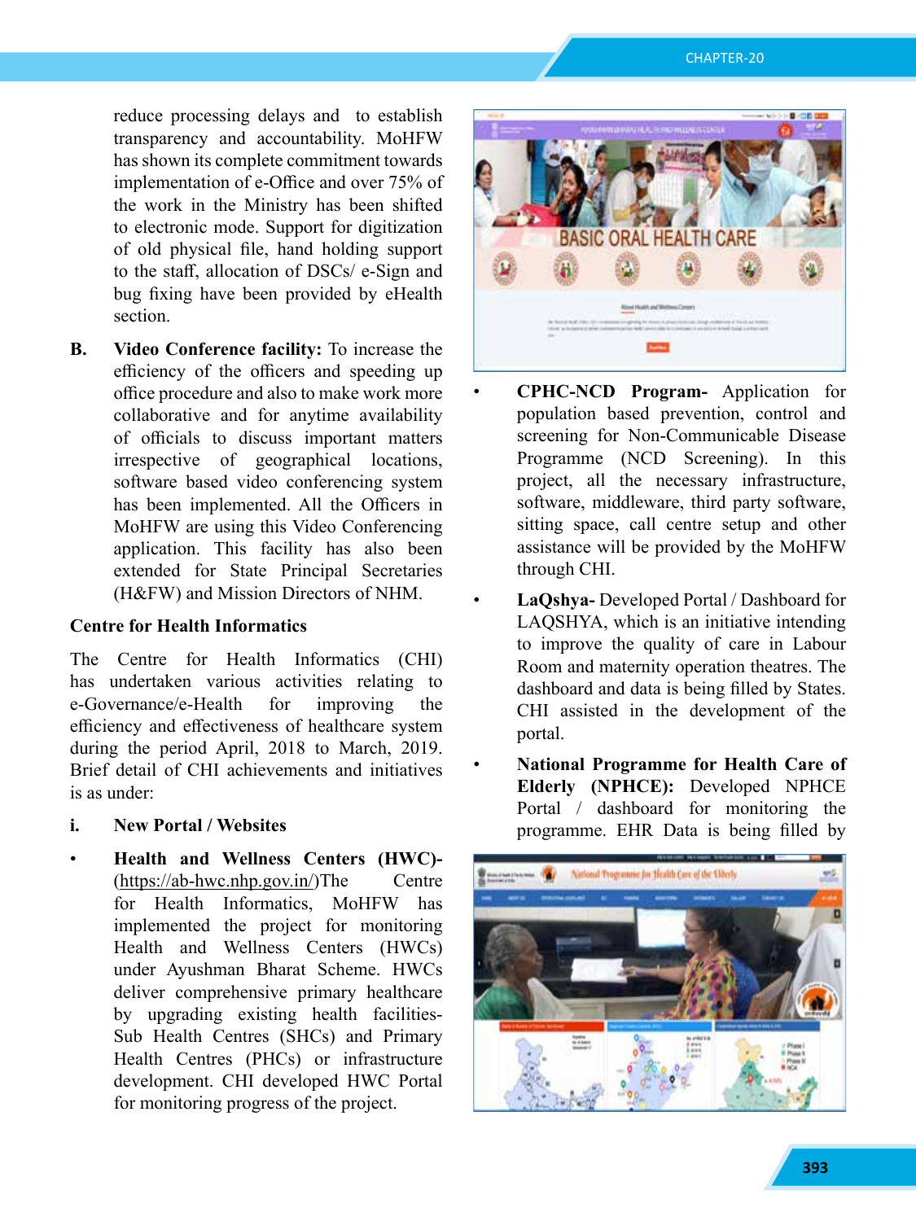reduce processing delays and to establish transparency and accountability. MoHFW has shown its complete commitment towards implementation of e-Office and over 75% of the work in the Ministry has been shifted to electronic mode. Support for digitization of old physical file, hand holding support to the staff, allocation of DSCs/ e-Sign and bug fixing have been provided by eHealth section.

**B. Video Conference facility:** To increase the efficiency of the officers and speeding up office procedure and also to make work more collaborative and for anytime availability of officials to discuss important matters irrespective of geographical locations, software based video conferencing system has been implemented. All the Officers in MoHFW are using this Video Conferencing application. This facility has also been extended for State Principal Secretaries (H&FW) and Mission Directors of NHM.

### Centre for Health Informatics

The Centre for Health Informatics (CHI) has undertaken various activities relating to e-Governance/e-Health for improving the efficiency and effectiveness of healthcare system during the period April, 2018 to March, 2019. Brief detail of CHI achievements and initiatives is as under:

**i. New Portal / Websites**

- **Health and Wellness Centers (HWC)-** (https://ab-hwc.nhp.gov.in/)The Centre for Health Informatics, MoHFW has implemented the project for monitoring Health and Wellness Centers (HWCs) under Ayushman Bharat Scheme. HWCs deliver comprehensive primary healthcare by upgrading existing health facilities-Sub Health Centres (SHCs) and Primary Health Centres (PHCs) or infrastructure development. CHI developed HWC Portal for monitoring progress of the project.

- **CPHC-NCD Program-** Application for population based prevention, control and screening for Non-Communicable Disease Programme (NCD Screening). In this project, all the necessary infrastructure, software, middleware, third party software, sitting space, call centre setup and other assistance will be provided by the MoHFW through CHI.

- **LaQshya-** Developed Portal / Dashboard for LAQSHYA, which is an initiative intending to improve the quality of care in Labour Room and maternity operation theatres. The dashboard and data is being filled by States. CHI assisted in the development of the portal.

- **National Programme for Health Care of Elderly (NPHCE):** Developed NPHCE Portal / dashboard for monitoring the programme. EHR Data is being filled by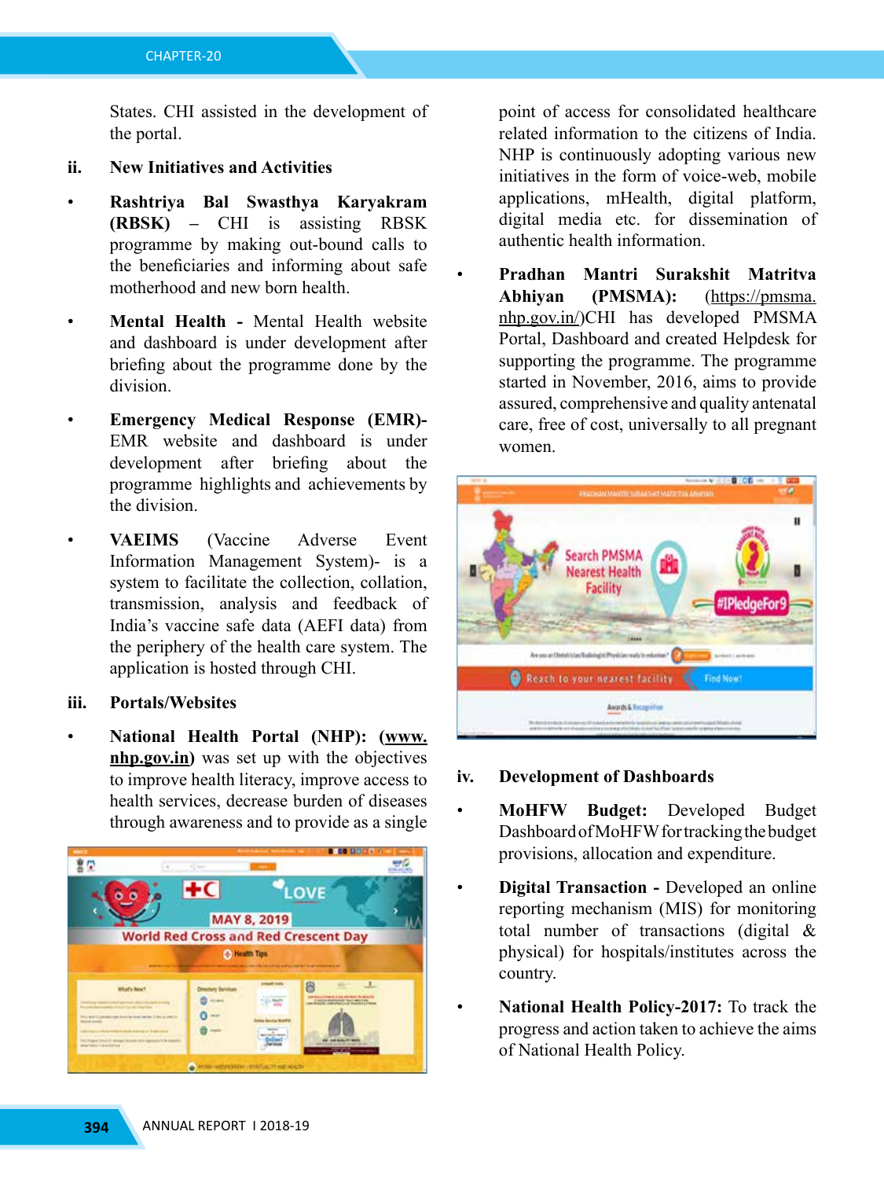States. CHI assisted in the development of the portal.

**ii. New Initiatives and Activities**

- **Rashtriya Bal Swasthya Karyakram (RBSK)** – CHI is assisting RBSK programme by making out-bound calls to the beneficiaries and informing about safe motherhood and new born health.

- **Mental Health -** Mental Health website and dashboard is under development after briefing about the programme done by the division.

- **Emergency Medical Response (EMR)-** EMR website and dashboard is under development after briefing about the programme highlights and achievements by the division.

- **VAEIMS** (Vaccine Adverse Event Information Management System)- is a system to facilitate the collection, collation, transmission, analysis and feedback of India's vaccine safe data (AEFI data) from the periphery of the health care system. The application is hosted through CHI.

**iii. Portals/Websites**

- **National Health Portal (NHP): (www.nhp.gov.in)** was set up with the objectives to improve health literacy, improve access to health services, decrease burden of diseases through awareness and to provide as a single point of access for consolidated healthcare related information to the citizens of India. NHP is continuously adopting various new initiatives in the form of voice-web, mobile applications, mHealth, digital platform, digital media etc. for dissemination of authentic health information.

- **Pradhan Mantri Surakshit Matritva Abhiyan (PMSMA):** (https://pmsma.nhp.gov.in/)CHI has developed PMSMA Portal, Dashboard and created Helpdesk for supporting the programme. The programme started in November, 2016, aims to provide assured, comprehensive and quality antenatal care, free of cost, universally to all pregnant women.

**iv. Development of Dashboards**

- **MoHFW Budget:** Developed Budget Dashboard of MoHFW for tracking the budget provisions, allocation and expenditure.

- **Digital Transaction -** Developed an online reporting mechanism (MIS) for monitoring total number of transactions (digital & physical) for hospitals/institutes across the country.

- **National Health Policy-2017:** To track the progress and action taken to achieve the aims of National Health Policy.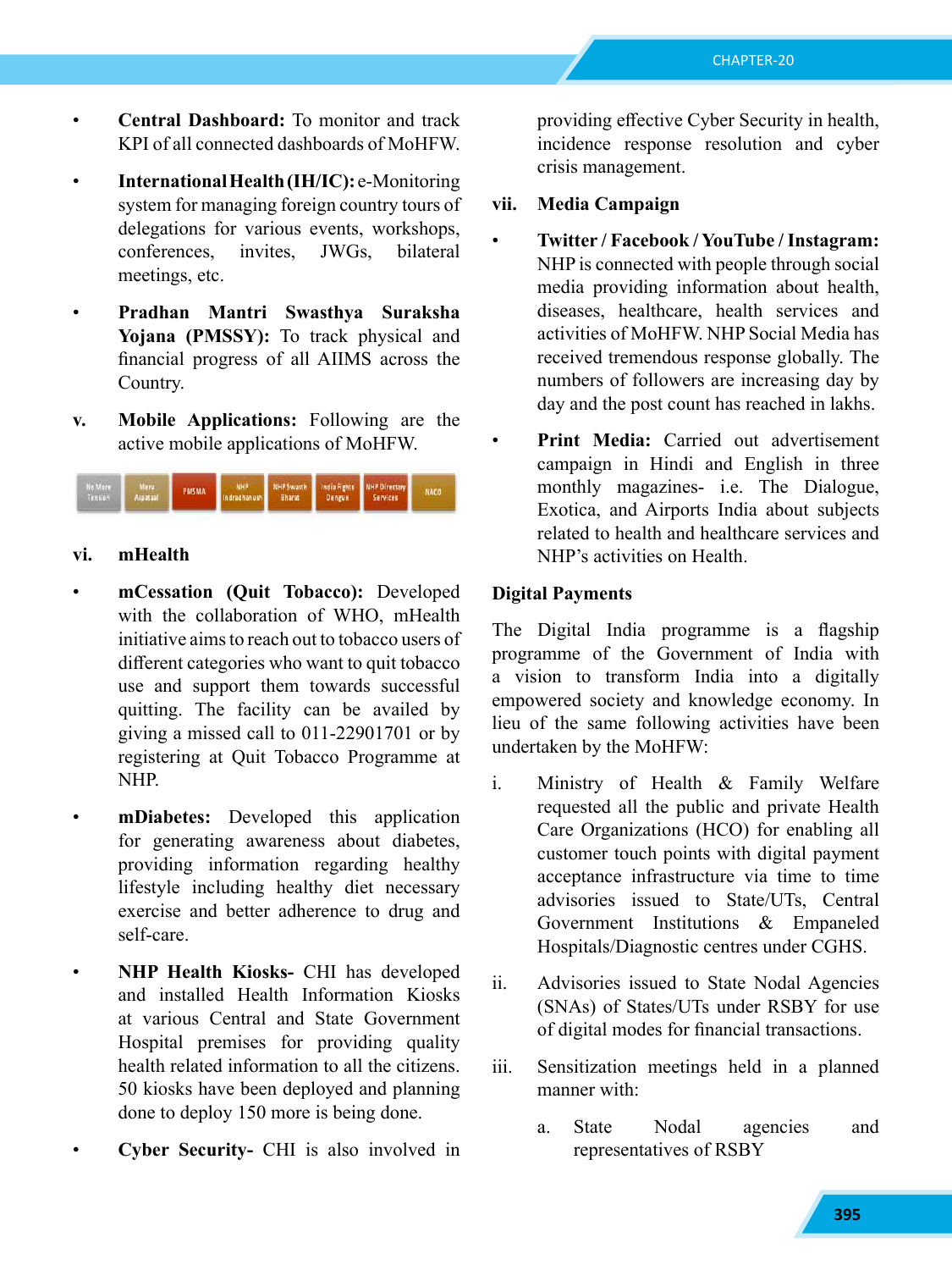- **Central Dashboard:** To monitor and track KPI of all connected dashboards of MoHFW.
- **International Health (IH/IC):** e-Monitoring system for managing foreign country tours of delegations for various events, workshops, conferences, invites, JWGs, bilateral meetings, etc.
- **Pradhan Mantri Swasthya Suraksha Yojana (PMSSY):** To track physical and financial progress of all AIIMS across the Country.

**v. Mobile Applications:** Following are the active mobile applications of MoHFW.

No More Tension | Mera Aspataal | PMSMA | NHP Indradhanush | NHP Swasth Bharat | India Fights Dengue | NHP Directory Services | NACO

**vi. mHealth**

- **mCessation (Quit Tobacco):** Developed with the collaboration of WHO, mHealth initiative aims to reach out to tobacco users of different categories who want to quit tobacco use and support them towards successful quitting. The facility can be availed by giving a missed call to 011-22901701 or by registering at Quit Tobacco Programme at NHP.
- **mDiabetes:** Developed this application for generating awareness about diabetes, providing information regarding healthy lifestyle including healthy diet necessary exercise and better adherence to drug and self-care.
- **NHP Health Kiosks-** CHI has developed and installed Health Information Kiosks at various Central and State Government Hospital premises for providing quality health related information to all the citizens. 50 kiosks have been deployed and planning done to deploy 150 more is being done.
- **Cyber Security-** CHI is also involved in providing effective Cyber Security in health, incidence response resolution and cyber crisis management.

**vii. Media Campaign**

- **Twitter / Facebook / YouTube / Instagram:** NHP is connected with people through social media providing information about health, diseases, healthcare, health services and activities of MoHFW. NHP Social Media has received tremendous response globally. The numbers of followers are increasing day by day and the post count has reached in lakhs.
- **Print Media:** Carried out advertisement campaign in Hindi and English in three monthly magazines- i.e. The Dialogue, Exotica, and Airports India about subjects related to health and healthcare services and NHP's activities on Health.

**Digital Payments**

The Digital India programme is a flagship programme of the Government of India with a vision to transform India into a digitally empowered society and knowledge economy. In lieu of the same following activities have been undertaken by the MoHFW:

i. Ministry of Health & Family Welfare requested all the public and private Health Care Organizations (HCO) for enabling all customer touch points with digital payment acceptance infrastructure via time to time advisories issued to State/UTs, Central Government Institutions & Empaneled Hospitals/Diagnostic centres under CGHS.

ii. Advisories issued to State Nodal Agencies (SNAs) of States/UTs under RSBY for use of digital modes for financial transactions.

iii. Sensitization meetings held in a planned manner with:

   a. State Nodal agencies and representatives of RSBY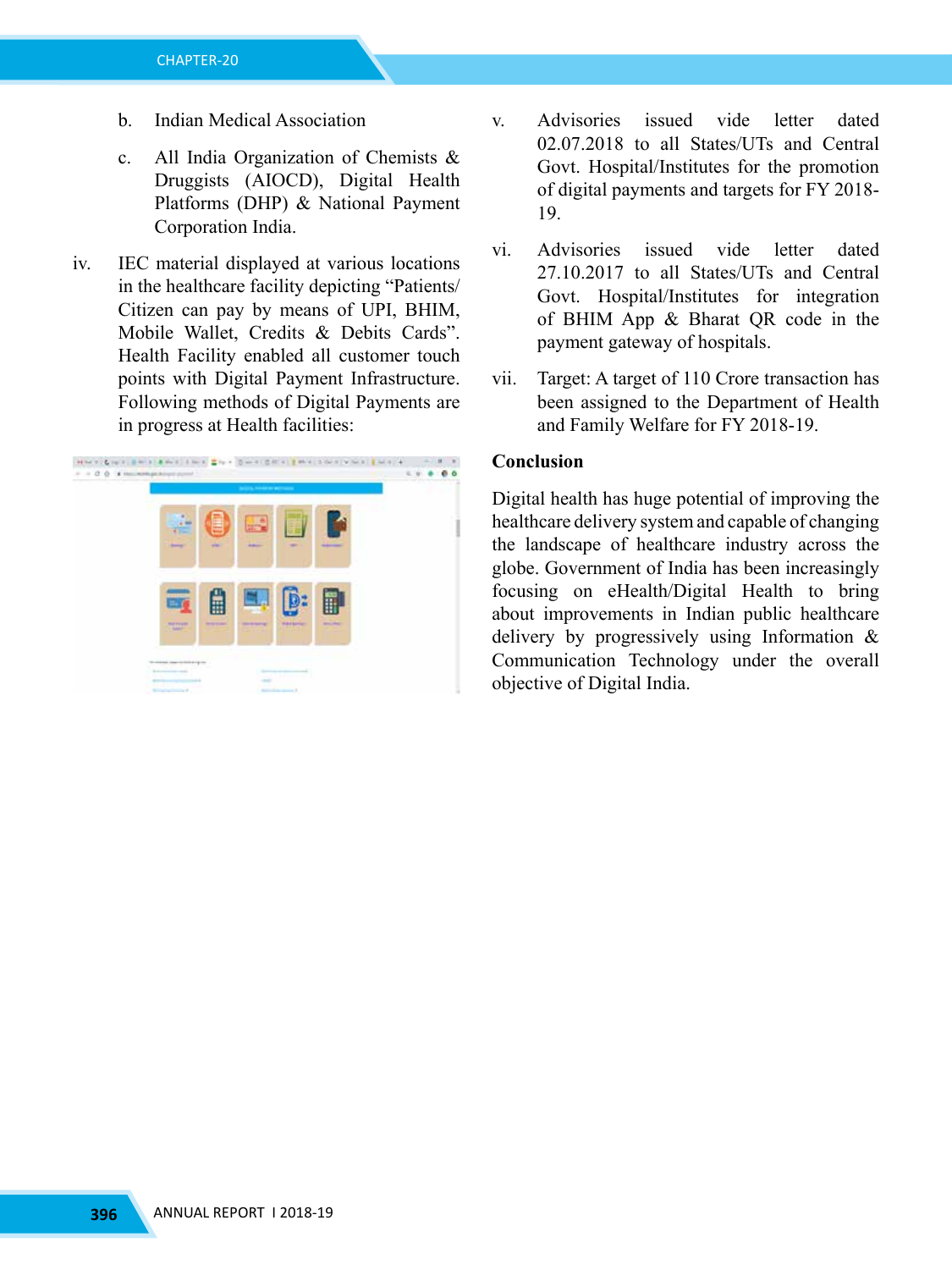b. Indian Medical Association

c. All India Organization of Chemists & Druggists (AIOCD), Digital Health Platforms (DHP) & National Payment Corporation India.

iv. IEC material displayed at various locations in the healthcare facility depicting "Patients/ Citizen can pay by means of UPI, BHIM, Mobile Wallet, Credits & Debits Cards". Health Facility enabled all customer touch points with Digital Payment Infrastructure. Following methods of Digital Payments are in progress at Health facilities:

v. Advisories issued vide letter dated 02.07.2018 to all States/UTs and Central Govt. Hospital/Institutes for the promotion of digital payments and targets for FY 2018-19.

vi. Advisories issued vide letter dated 27.10.2017 to all States/UTs and Central Govt. Hospital/Institutes for integration of BHIM App & Bharat QR code in the payment gateway of hospitals.

vii. Target: A target of 110 Crore transaction has been assigned to the Department of Health and Family Welfare for FY 2018-19.

**Conclusion**

Digital health has huge potential of improving the healthcare delivery system and capable of changing the landscape of healthcare industry across the globe. Government of India has been increasingly focusing on eHealth/Digital Health to bring about improvements in Indian public healthcare delivery by progressively using Information & Communication Technology under the overall objective of Digital India.